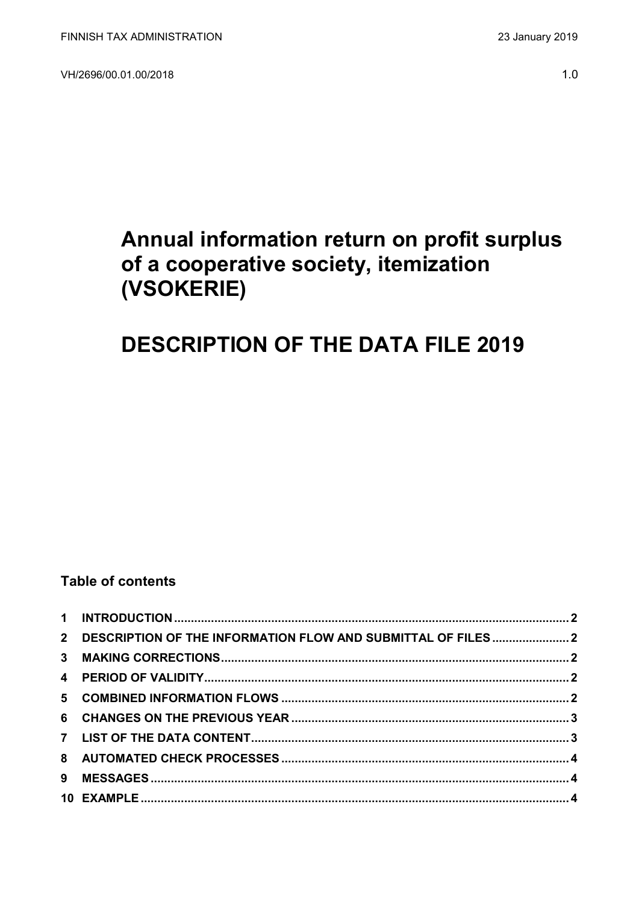FINNISH TAX ADMINISTRATION

23 January 2019

VH/2696/00.01.00/2018

1.0

# Annual information return on profit surplus of a cooperative society, itemization (VSOKERIE)

# DESCRIPTION OF THE DATA FILE 2019

## Table of contents

| | | |
|---|---|---|
| **1** | **INTRODUCTION** | **2** |
| **2** | **DESCRIPTION OF THE INFORMATION FLOW AND SUBMITTAL OF FILES** | **2** |
| **3** | **MAKING CORRECTIONS** | **2** |
| **4** | **PERIOD OF VALIDITY** | **2** |
| **5** | **COMBINED INFORMATION FLOWS** | **2** |
| **6** | **CHANGES ON THE PREVIOUS YEAR** | **3** |
| **7** | **LIST OF THE DATA CONTENT** | **3** |
| **8** | **AUTOMATED CHECK PROCESSES** | **4** |
| **9** | **MESSAGES** | **4** |
| **10** | **EXAMPLE** | **4** |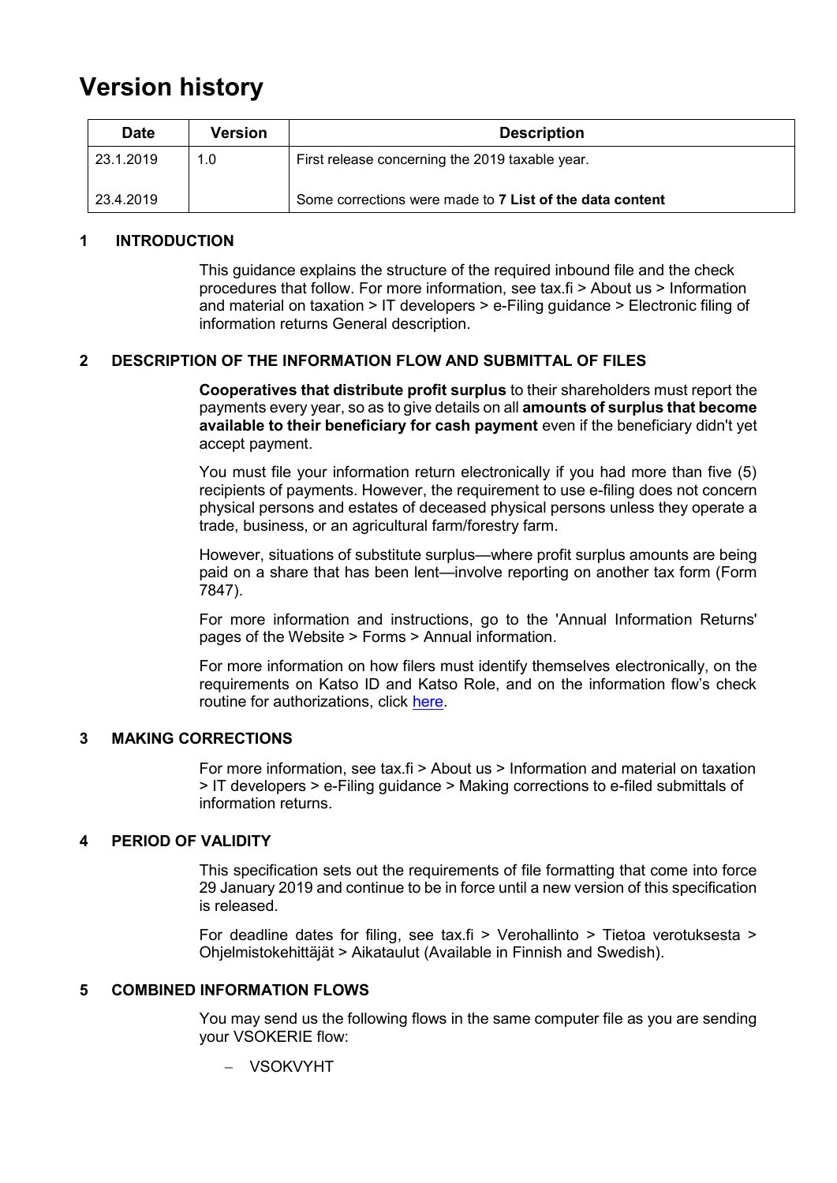# Version history

| Date | Version | Description |
|---|---|---|
| 23.1.2019 | 1.0 | First release concerning the 2019 taxable year. |
| 23.4.2019 | | Some corrections were made to **7 List of the data content** |

## 1 INTRODUCTION

This guidance explains the structure of the required inbound file and the check procedures that follow. For more information, see tax.fi > About us > Information and material on taxation > IT developers > e-Filing guidance > Electronic filing of information returns General description.

## 2 DESCRIPTION OF THE INFORMATION FLOW AND SUBMITTAL OF FILES

**Cooperatives that distribute profit surplus** to their shareholders must report the payments every year, so as to give details on all **amounts of surplus that become available to their beneficiary for cash payment** even if the beneficiary didn't yet accept payment.

You must file your information return electronically if you had more than five (5) recipients of payments. However, the requirement to use e-filing does not concern physical persons and estates of deceased physical persons unless they operate a trade, business, or an agricultural farm/forestry farm.

However, situations of substitute surplus—where profit surplus amounts are being paid on a share that has been lent—involve reporting on another tax form (Form 7847).

For more information and instructions, go to the 'Annual Information Returns' pages of the Website > Forms > Annual information.

For more information on how filers must identify themselves electronically, on the requirements on Katso ID and Katso Role, and on the information flow's check routine for authorizations, click here.

## 3 MAKING CORRECTIONS

For more information, see tax.fi > About us > Information and material on taxation > IT developers > e-Filing guidance > Making corrections to e-filed submittals of information returns.

## 4 PERIOD OF VALIDITY

This specification sets out the requirements of file formatting that come into force 29 January 2019 and continue to be in force until a new version of this specification is released.

For deadline dates for filing, see tax.fi > Verohallinto > Tietoa verotuksesta > Ohjelmistokehittäjät > Aikataulut (Available in Finnish and Swedish).

## 5 COMBINED INFORMATION FLOWS

You may send us the following flows in the same computer file as you are sending your VSOKERIE flow:

- VSOKVYHT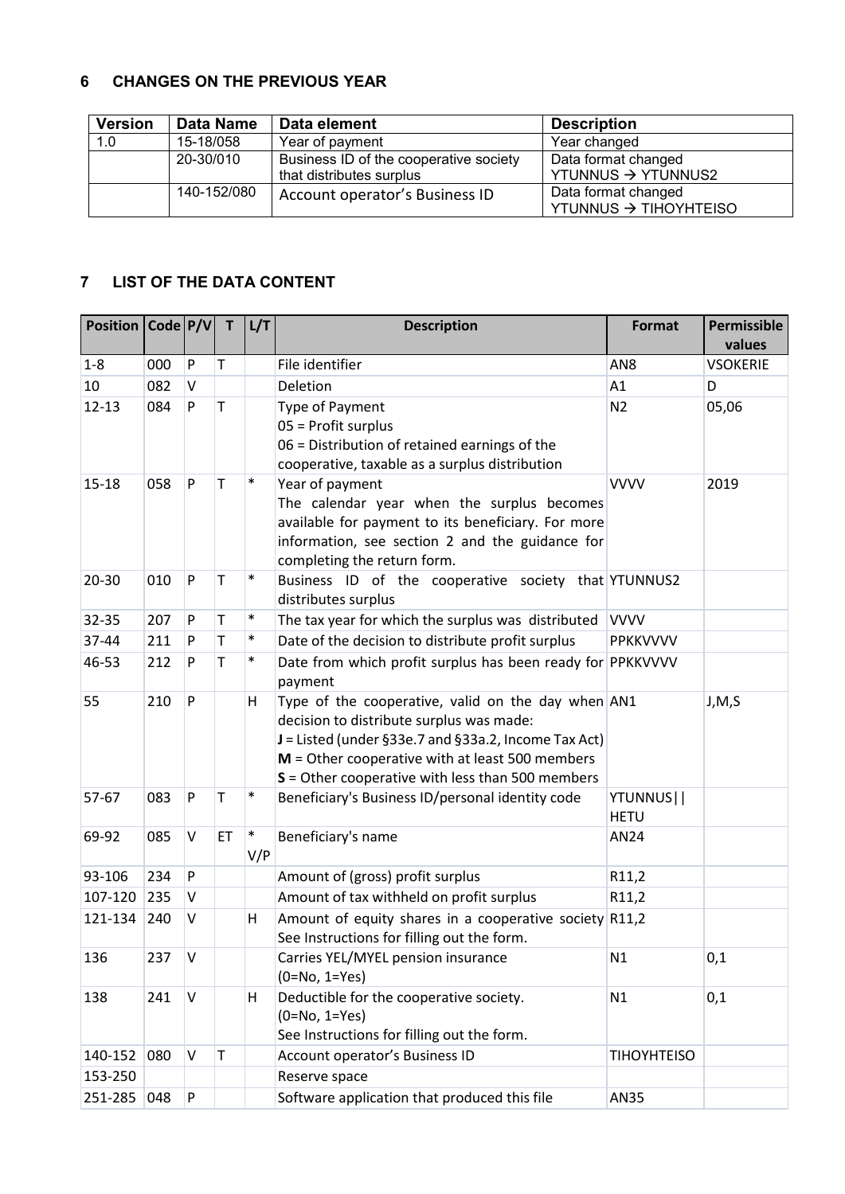## 6 CHANGES ON THE PREVIOUS YEAR

| Version | Data Name | Data element | Description |
|---|---|---|---|
| 1.0 | 15-18/058 | Year of payment | Year changed |
| | 20-30/010 | Business ID of the cooperative society that distributes surplus | Data format changed YTUNNUS → YTUNNUS2 |
| | 140-152/080 | Account operator's Business ID | Data format changed YTUNNUS → TIHOYHTEISO |

## 7 LIST OF THE DATA CONTENT

| Position | Code | P/V | T | L/T | Description | Format | Permissible values |
|---|---|---|---|---|---|---|---|
| 1-8 | 000 | P | T | | File identifier | AN8 | VSOKERIE |
| 10 | 082 | V | | | Deletion | A1 | D |
| 12-13 | 084 | P | T | | Type of Payment<br>05 = Profit surplus<br>06 = Distribution of retained earnings of the cooperative, taxable as a surplus distribution | N2 | 05,06 |
| 15-18 | 058 | P | T | * | Year of payment<br>The calendar year when the surplus becomes available for payment to its beneficiary. For more information, see section 2 and the guidance for completing the return form. | VVVV | 2019 |
| 20-30 | 010 | P | T | * | Business ID of the cooperative society that distributes surplus | YTUNNUS2 | |
| 32-35 | 207 | P | T | * | The tax year for which the surplus was distributed | VVVV | |
| 37-44 | 211 | P | T | * | Date of the decision to distribute profit surplus | PPKKVVVV | |
| 46-53 | 212 | P | T | * | Date from which profit surplus has been ready for payment | PPKKVVVV | |
| 55 | 210 | P | | H | Type of the cooperative, valid on the day when decision to distribute surplus was made:<br>**J** = Listed (under §33e.7 and §33a.2, Income Tax Act)<br>**M** = Other cooperative with at least 500 members<br>**S** = Other cooperative with less than 500 members | AN1 | J,M,S |
| 57-67 | 083 | P | T | * | Beneficiary's Business ID/personal identity code | YTUNNUS\|\|<br>HETU | |
| 69-92 | 085 | V | ET | *<br>V/P | Beneficiary's name | AN24 | |
| 93-106 | 234 | P | | | Amount of (gross) profit surplus | R11,2 | |
| 107-120 | 235 | V | | | Amount of tax withheld on profit surplus | R11,2 | |
| 121-134 | 240 | V | | H | Amount of equity shares in a cooperative society<br>See Instructions for filling out the form. | R11,2 | |
| 136 | 237 | V | | | Carries YEL/MYEL pension insurance<br>(0=No, 1=Yes) | N1 | 0,1 |
| 138 | 241 | V | | H | Deductible for the cooperative society.<br>(0=No, 1=Yes)<br>See Instructions for filling out the form. | N1 | 0,1 |
| 140-152 | 080 | V | T | | Account operator's Business ID | TIHOYHTEISO | |
| 153-250 | | | | | Reserve space | | |
| 251-285 | 048 | P | | | Software application that produced this file | AN35 | |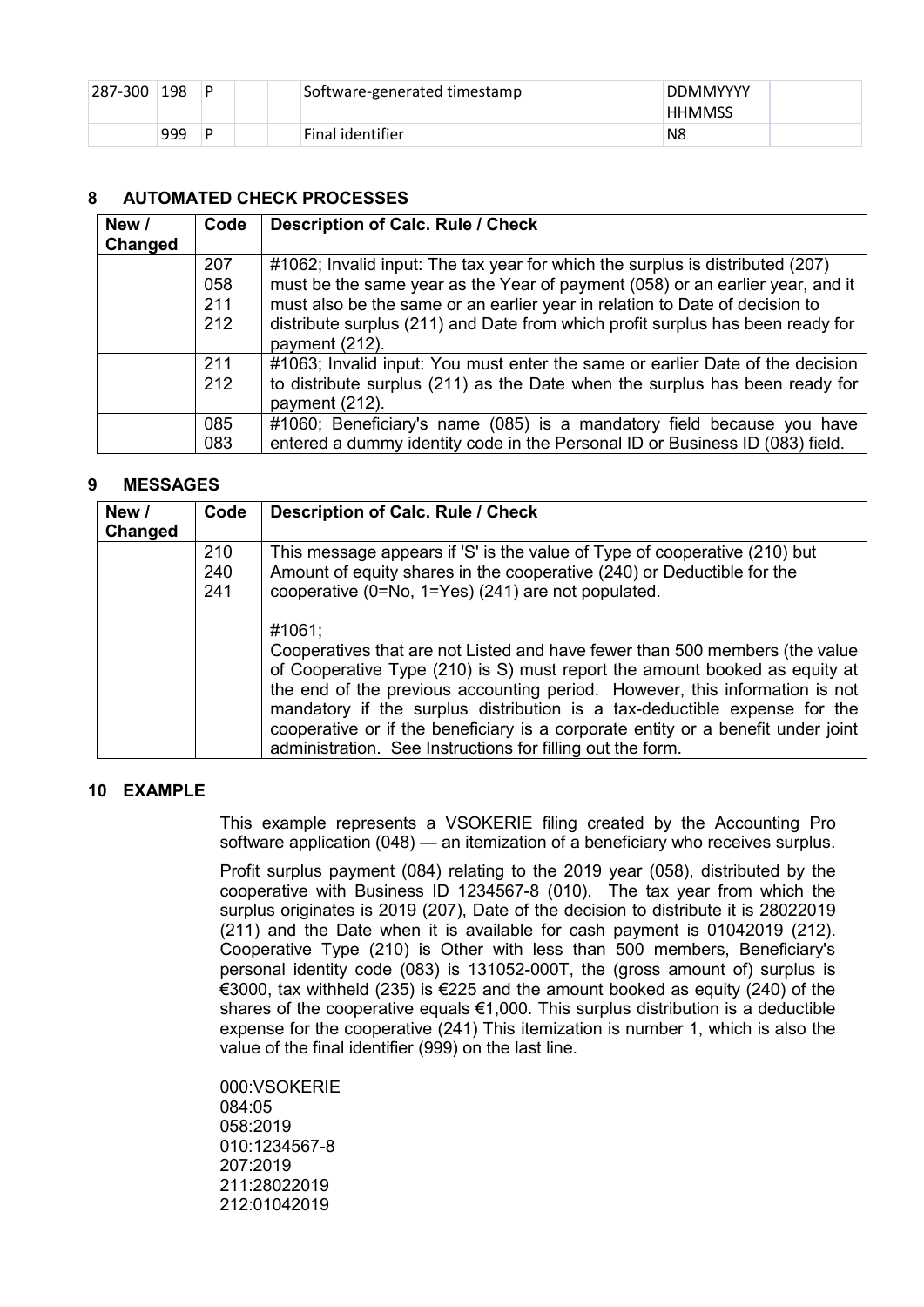| 287-300 | 198 | P | | | Software-generated timestamp | DDMMYYYY HHMMSS | |
|---|---|---|---|---|---|---|---|
| | 999 | P | | | Final identifier | N8 | |

## 8 AUTOMATED CHECK PROCESSES

| New / Changed | Code | Description of Calc. Rule / Check |
|---|---|---|
| | 207<br>058<br>211<br>212 | #1062; Invalid input: The tax year for which the surplus is distributed (207) must be the same year as the Year of payment (058) or an earlier year, and it must also be the same or an earlier year in relation to Date of decision to distribute surplus (211) and Date from which profit surplus has been ready for payment (212). |
| | 211<br>212 | #1063; Invalid input: You must enter the same or earlier Date of the decision to distribute surplus (211) as the Date when the surplus has been ready for payment (212). |
| | 085<br>083 | #1060; Beneficiary's name (085) is a mandatory field because you have entered a dummy identity code in the Personal ID or Business ID (083) field. |

## 9 MESSAGES

| New / Changed | Code | Description of Calc. Rule / Check |
|---|---|---|
| | 210<br>240<br>241 | This message appears if 'S' is the value of Type of cooperative (210) but Amount of equity shares in the cooperative (240) or Deductible for the cooperative (0=No, 1=Yes) (241) are not populated.<br><br>#1061;<br>Cooperatives that are not Listed and have fewer than 500 members (the value of Cooperative Type (210) is S) must report the amount booked as equity at the end of the previous accounting period. However, this information is not mandatory if the surplus distribution is a tax-deductible expense for the cooperative or if the beneficiary is a corporate entity or a benefit under joint administration. See Instructions for filling out the form. |

## 10 EXAMPLE

This example represents a VSOKERIE filing created by the Accounting Pro software application (048) — an itemization of a beneficiary who receives surplus.

Profit surplus payment (084) relating to the 2019 year (058), distributed by the cooperative with Business ID 1234567-8 (010). The tax year from which the surplus originates is 2019 (207), Date of the decision to distribute it is 28022019 (211) and the Date when it is available for cash payment is 01042019 (212). Cooperative Type (210) is Other with less than 500 members, Beneficiary's personal identity code (083) is 131052-000T, the (gross amount of) surplus is €3000, tax withheld (235) is €225 and the amount booked as equity (240) of the shares of the cooperative equals €1,000. This surplus distribution is a deductible expense for the cooperative (241) This itemization is number 1, which is also the value of the final identifier (999) on the last line.

```
000:VSOKERIE
084:05
058:2019
010:1234567-8
207:2019
211:28022019
212:01042019
```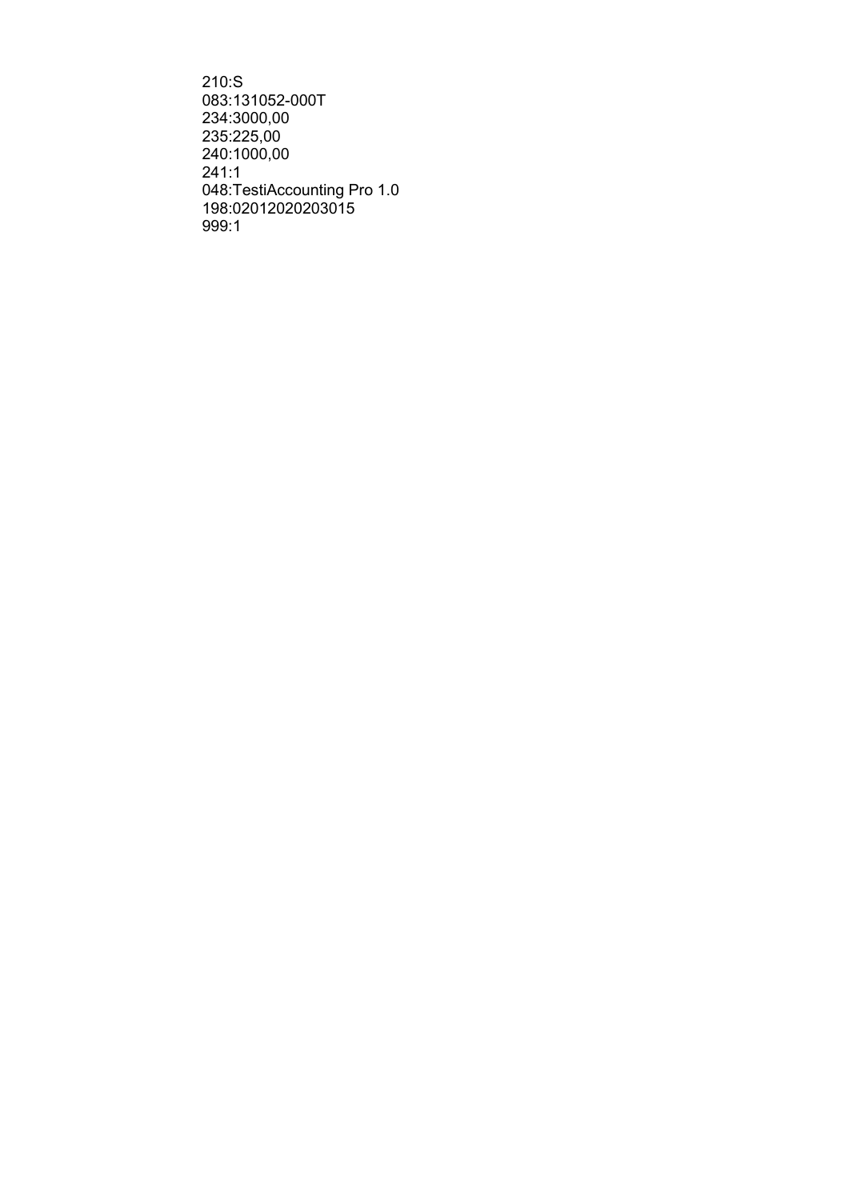210:S  
083:131052-000T  
234:3000,00  
235:225,00  
240:1000,00  
241:1  
048:TestiAccounting Pro 1.0  
198:02012020203015  
999:1